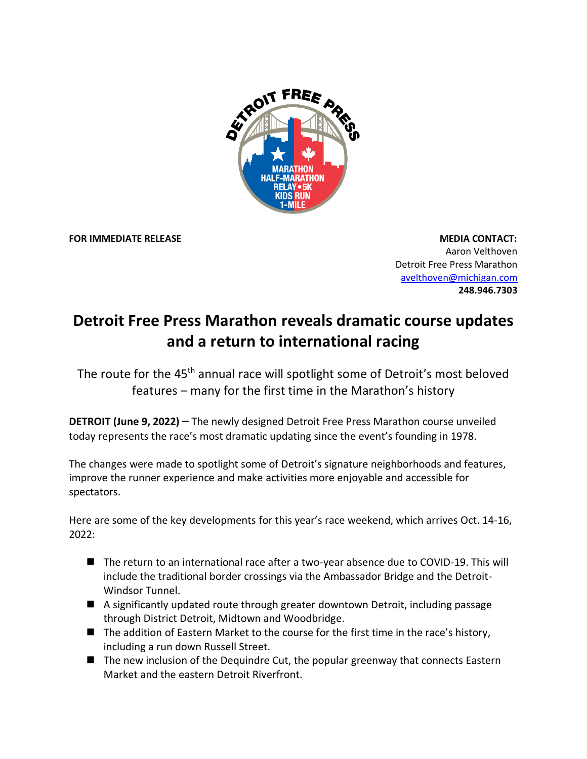**FOR IMMEDIATE RELEASE**

**MEDIA CONTACT:**
Aaron Velthoven
Detroit Free Press Marathon
avelthoven@michigan.com
**248.946.7303**

# Detroit Free Press Marathon reveals dramatic course updates and a return to international racing

The route for the 45th annual race will spotlight some of Detroit's most beloved features – many for the first time in the Marathon's history

**DETROIT (June 9, 2022)** – The newly designed Detroit Free Press Marathon course unveiled today represents the race's most dramatic updating since the event's founding in 1978.

The changes were made to spotlight some of Detroit's signature neighborhoods and features, improve the runner experience and make activities more enjoyable and accessible for spectators.

Here are some of the key developments for this year's race weekend, which arrives Oct. 14-16, 2022:

- The return to an international race after a two-year absence due to COVID-19. This will include the traditional border crossings via the Ambassador Bridge and the Detroit-Windsor Tunnel.
- A significantly updated route through greater downtown Detroit, including passage through District Detroit, Midtown and Woodbridge.
- The addition of Eastern Market to the course for the first time in the race's history, including a run down Russell Street.
- The new inclusion of the Dequindre Cut, the popular greenway that connects Eastern Market and the eastern Detroit Riverfront.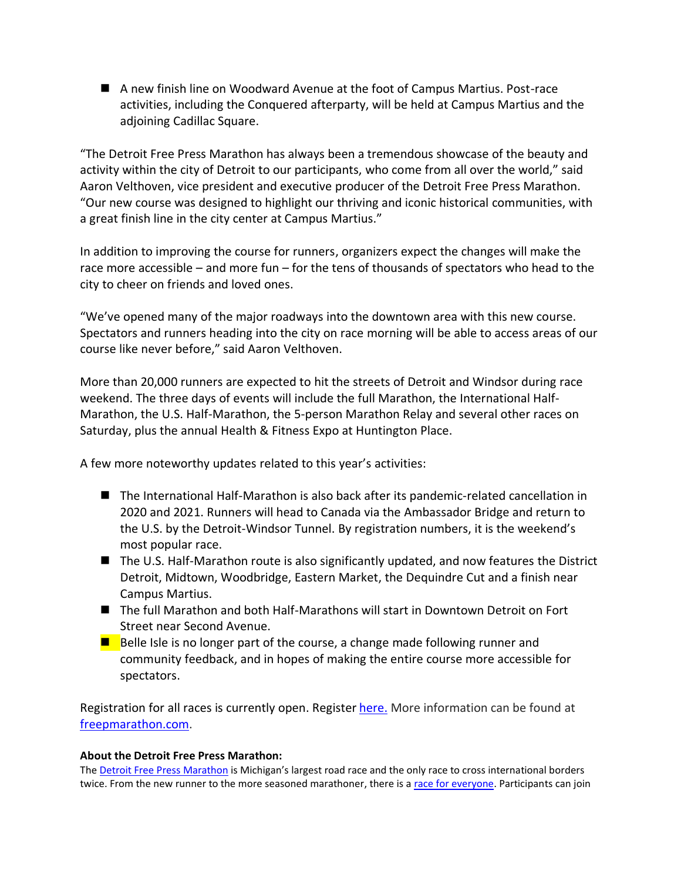- A new finish line on Woodward Avenue at the foot of Campus Martius. Post-race activities, including the Conquered afterparty, will be held at Campus Martius and the adjoining Cadillac Square.

"The Detroit Free Press Marathon has always been a tremendous showcase of the beauty and activity within the city of Detroit to our participants, who come from all over the world," said Aaron Velthoven, vice president and executive producer of the Detroit Free Press Marathon. "Our new course was designed to highlight our thriving and iconic historical communities, with a great finish line in the city center at Campus Martius."

In addition to improving the course for runners, organizers expect the changes will make the race more accessible – and more fun – for the tens of thousands of spectators who head to the city to cheer on friends and loved ones.

"We've opened many of the major roadways into the downtown area with this new course. Spectators and runners heading into the city on race morning will be able to access areas of our course like never before," said Aaron Velthoven.

More than 20,000 runners are expected to hit the streets of Detroit and Windsor during race weekend. The three days of events will include the full Marathon, the International Half-Marathon, the U.S. Half-Marathon, the 5-person Marathon Relay and several other races on Saturday, plus the annual Health & Fitness Expo at Huntington Place.

A few more noteworthy updates related to this year's activities:

- The International Half-Marathon is also back after its pandemic-related cancellation in 2020 and 2021. Runners will head to Canada via the Ambassador Bridge and return to the U.S. by the Detroit-Windsor Tunnel. By registration numbers, it is the weekend's most popular race.
- The U.S. Half-Marathon route is also significantly updated, and now features the District Detroit, Midtown, Woodbridge, Eastern Market, the Dequindre Cut and a finish near Campus Martius.
- The full Marathon and both Half-Marathons will start in Downtown Detroit on Fort Street near Second Avenue.
- Belle Isle is no longer part of the course, a change made following runner and community feedback, and in hopes of making the entire course more accessible for spectators.

Registration for all races is currently open. Register [here.](#) More information can be found at [freepmarathon.com](#).

**About the Detroit Free Press Marathon:**

The [Detroit Free Press Marathon](#) is Michigan's largest road race and the only race to cross international borders twice. From the new runner to the more seasoned marathoner, there is a [race for everyone](#). Participants can join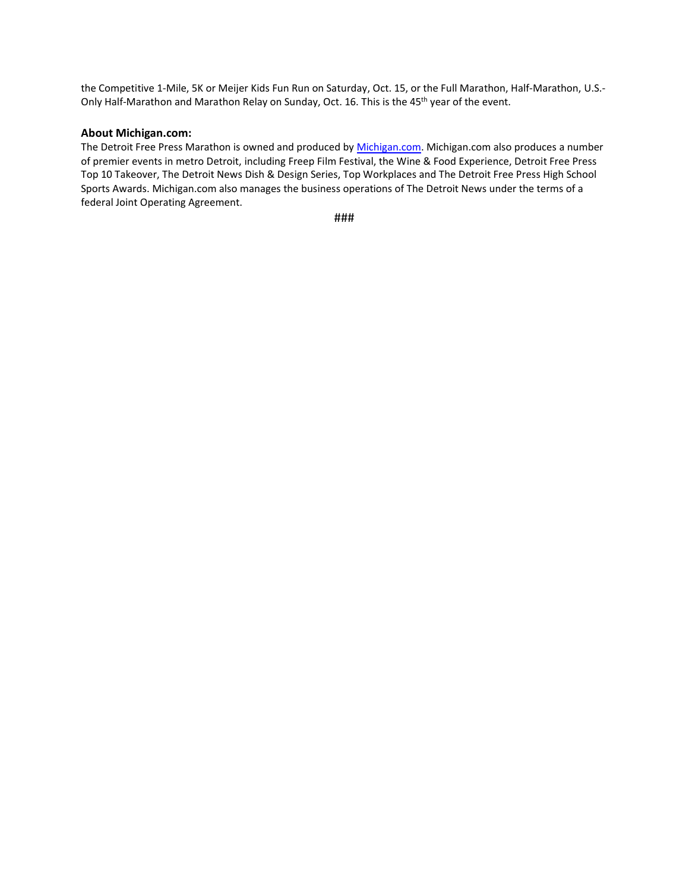the Competitive 1-Mile, 5K or Meijer Kids Fun Run on Saturday, Oct. 15, or the Full Marathon, Half-Marathon, U.S.-Only Half-Marathon and Marathon Relay on Sunday, Oct. 16. This is the 45th year of the event.

**About Michigan.com:**

The Detroit Free Press Marathon is owned and produced by Michigan.com. Michigan.com also produces a number of premier events in metro Detroit, including Freep Film Festival, the Wine & Food Experience, Detroit Free Press Top 10 Takeover, The Detroit News Dish & Design Series, Top Workplaces and The Detroit Free Press High School Sports Awards. Michigan.com also manages the business operations of The Detroit News under the terms of a federal Joint Operating Agreement.

###